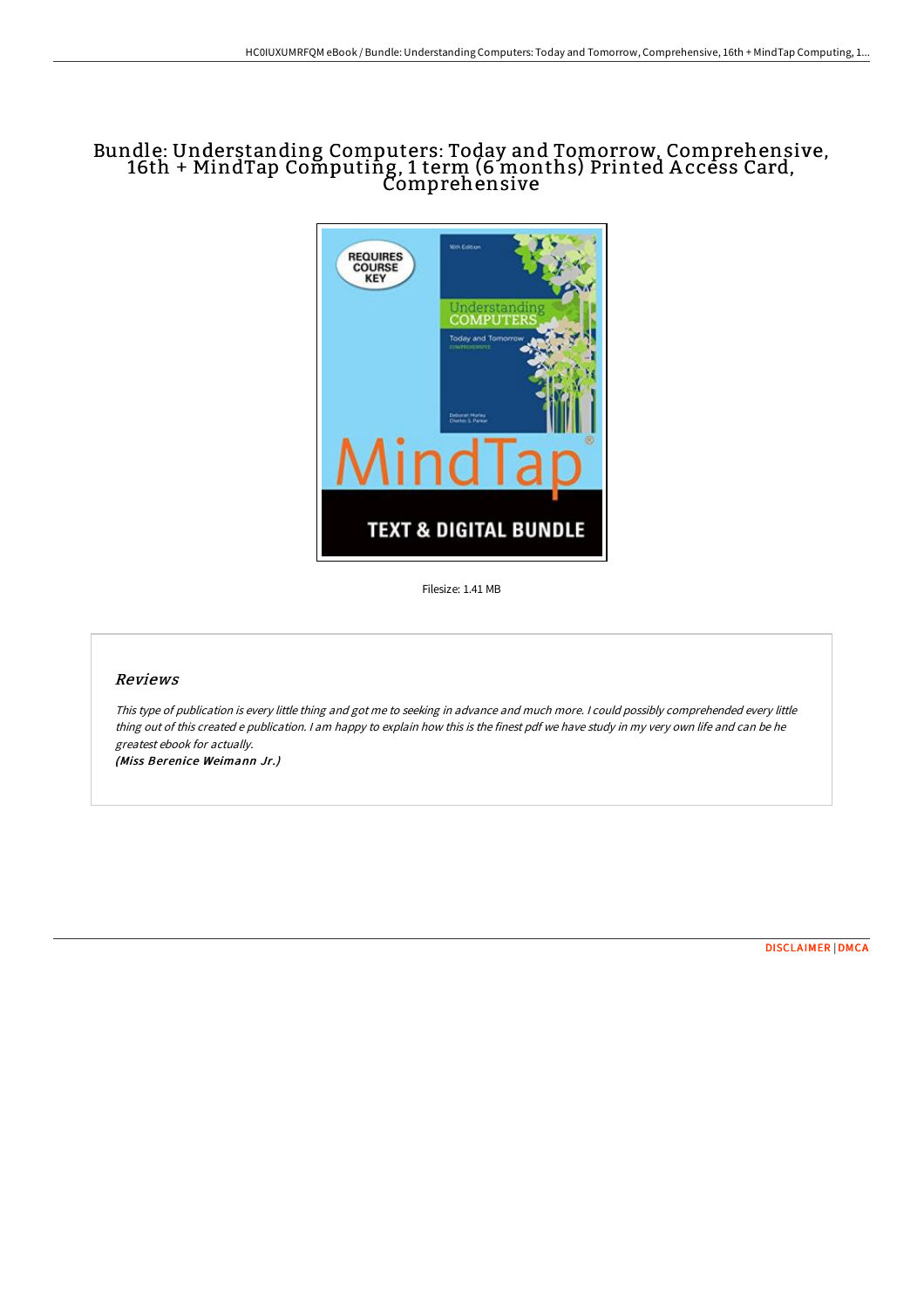# Bundle: Understanding Computers: Today and Tomorrow, Comprehensive, 16th + MindTap Computing, 1 term (6 months) Printed Access Card, Comprehensive

Filesize: 1.41 MB

## *Reviews*

*This type of publication is every little thing and got me to seeking in advance and much more. I could possibly comprehended every little thing out of this created e publication. I am happy to explain how this is the finest pdf we have study in my very own life and can be he greatest ebook for actually.*

***(Miss Berenice Weimann Jr.)***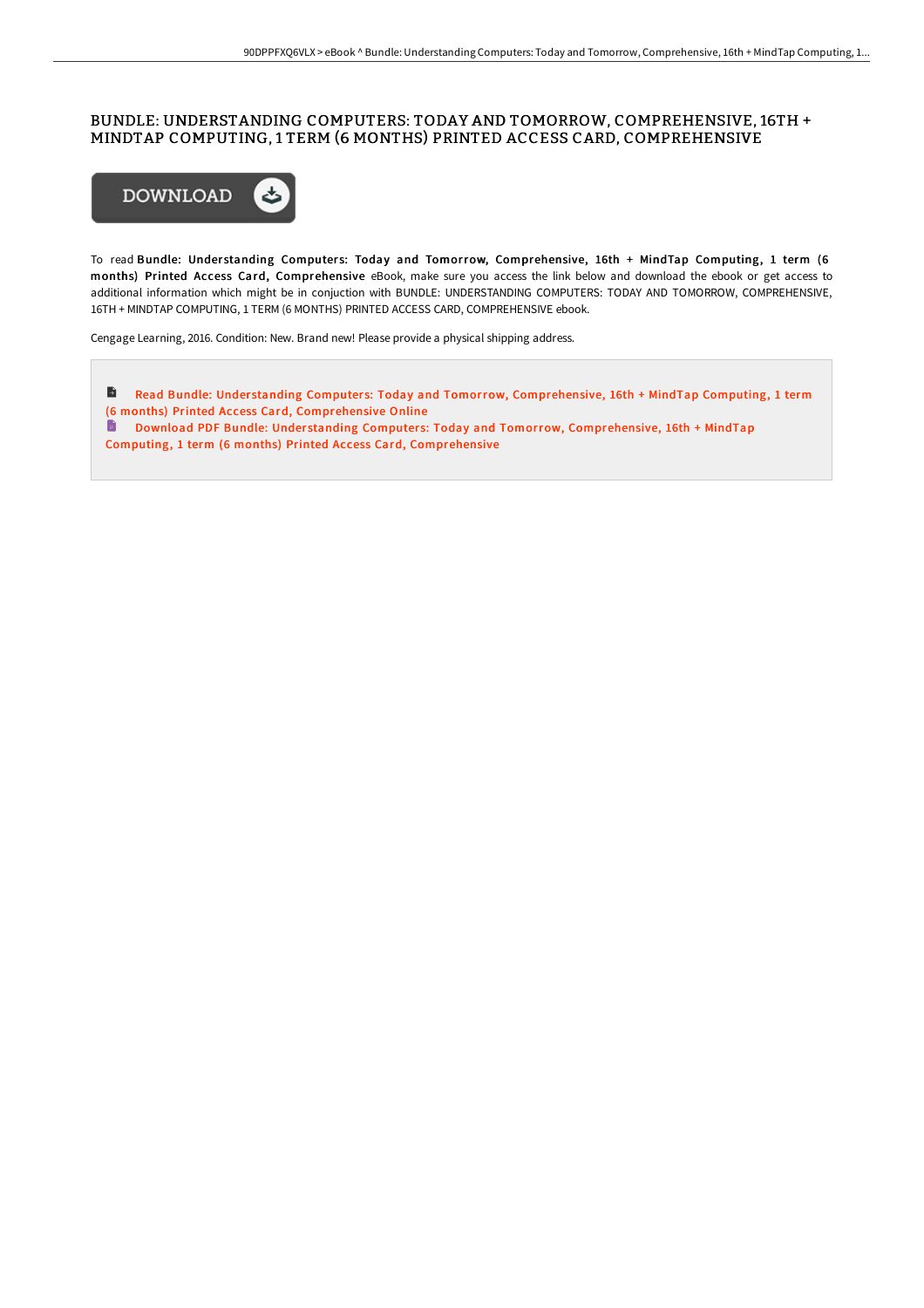# BUNDLE: UNDERSTANDING COMPUTERS: TODAY AND TOMORROW, COMPREHENSIVE, 16TH + MINDTAP COMPUTING, 1 TERM (6 MONTHS) PRINTED ACCESS CARD, COMPREHENSIVE

DOWNLOAD

To read **Bundle: Understanding Computers: Today and Tomorrow, Comprehensive, 16th + MindTap Computing, 1 term (6 months) Printed Access Card, Comprehensive** eBook, make sure you access the link below and download the ebook or get access to additional information which might be in conjuction with BUNDLE: UNDERSTANDING COMPUTERS: TODAY AND TOMORROW, COMPREHENSIVE, 16TH + MINDTAP COMPUTING, 1 TERM (6 MONTHS) PRINTED ACCESS CARD, COMPREHENSIVE ebook.

Cengage Learning, 2016. Condition: New. Brand new! Please provide a physical shipping address.

Read Bundle: Understanding Computers: Today and Tomorrow, Comprehensive, 16th + MindTap Computing, 1 term (6 months) Printed Access Card, Comprehensive Online

Download PDF Bundle: Understanding Computers: Today and Tomorrow, Comprehensive, 16th + MindTap Computing, 1 term (6 months) Printed Access Card, Comprehensive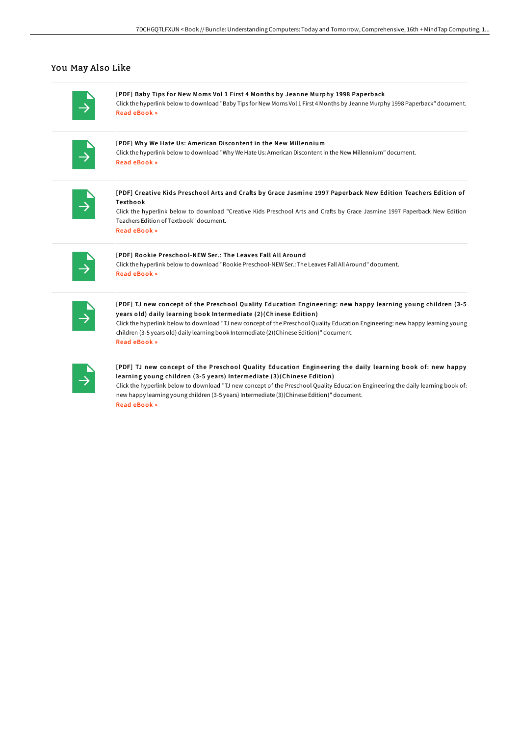## You May Also Like

[PDF] Baby Tips for New Moms Vol 1 First 4 Months by Jeanne Murphy 1998 Paperback

Click the hyperlink below to download "Baby Tips for New Moms Vol 1 First 4 Months by Jeanne Murphy 1998 Paperback" document.

Read eBook »

[PDF] Why We Hate Us: American Discontent in the New Millennium

Click the hyperlink below to download "Why We Hate Us: American Discontent in the New Millennium" document.

Read eBook »

[PDF] Creative Kids Preschool Arts and Crafts by Grace Jasmine 1997 Paperback New Edition Teachers Edition of Textbook

Click the hyperlink below to download "Creative Kids Preschool Arts and Crafts by Grace Jasmine 1997 Paperback New Edition Teachers Edition of Textbook" document.

Read eBook »

[PDF] Rookie Preschool-NEW Ser.: The Leaves Fall All Around

Click the hyperlink below to download "Rookie Preschool-NEW Ser.: The Leaves Fall All Around" document.

Read eBook »

[PDF] TJ new concept of the Preschool Quality Education Engineering: new happy learning young children (3-5 years old) daily learning book Intermediate (2)(Chinese Edition)

Click the hyperlink below to download "TJ new concept of the Preschool Quality Education Engineering: new happy learning young children (3-5 years old) daily learning book Intermediate (2)(Chinese Edition)" document.

Read eBook »

[PDF] TJ new concept of the Preschool Quality Education Engineering the daily learning book of: new happy learning young children (3-5 years) Intermediate (3)(Chinese Edition)

Click the hyperlink below to download "TJ new concept of the Preschool Quality Education Engineering the daily learning book of: new happy learning young children (3-5 years) Intermediate (3)(Chinese Edition)" document.

Read eBook »